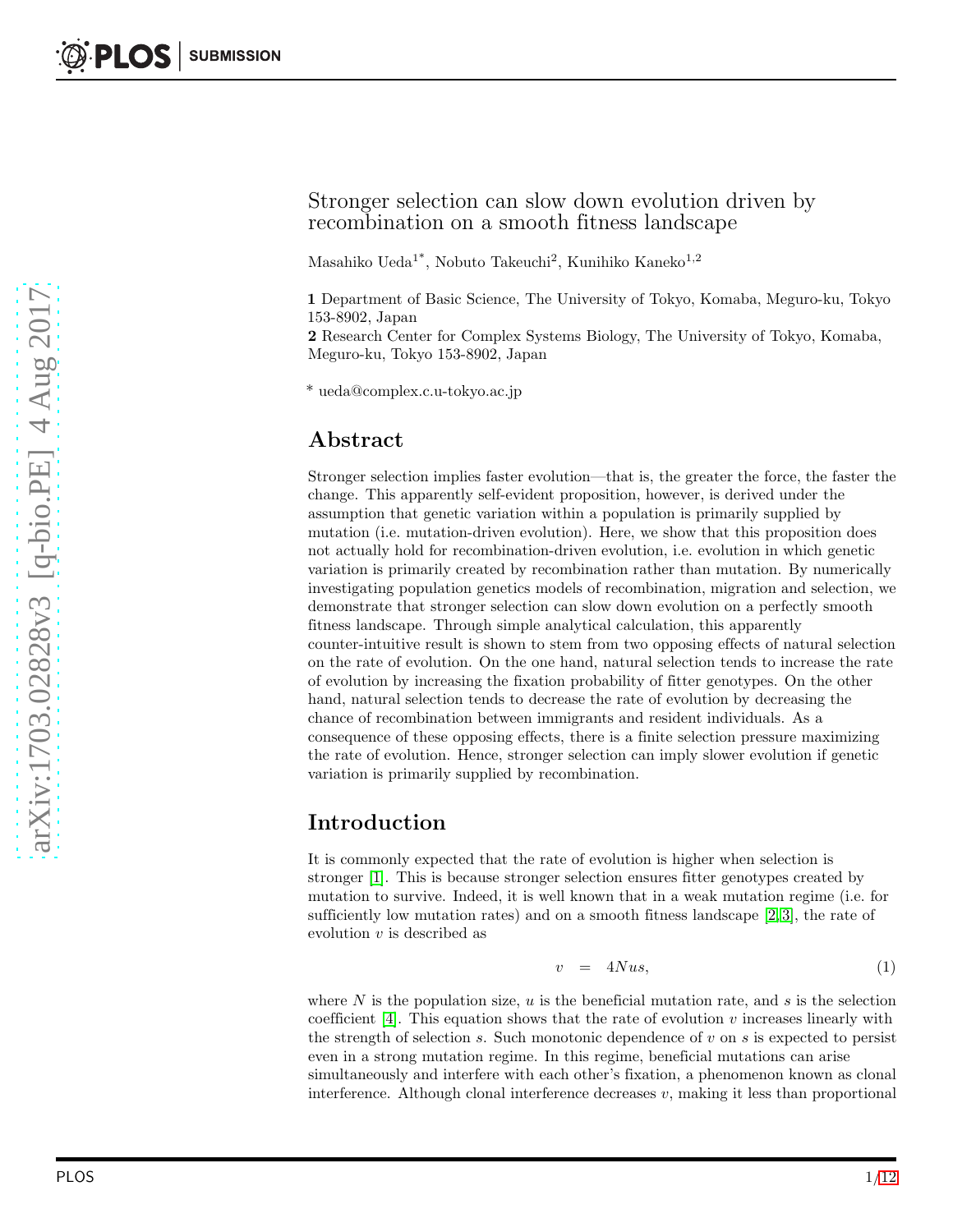# Stronger selection can slow down evolution driven by recombination on a smooth fitness landscape

Masahiko Ueda[1*], Nobuto Takeuchi[2], Kunihiko Kaneko[1,2]

**1** Department of Basic Science, The University of Tokyo, Komaba, Meguro-ku, Tokyo 153-8902, Japan
**2** Research Center for Complex Systems Biology, The University of Tokyo, Komaba, Meguro-ku, Tokyo 153-8902, Japan

* ueda@complex.c.u-tokyo.ac.jp

## Abstract

Stronger selection implies faster evolution—that is, the greater the force, the faster the change. This apparently self-evident proposition, however, is derived under the assumption that genetic variation within a population is primarily supplied by mutation (i.e. mutation-driven evolution). Here, we show that this proposition does not actually hold for recombination-driven evolution, i.e. evolution in which genetic variation is primarily created by recombination rather than mutation. By numerically investigating population genetics models of recombination, migration and selection, we demonstrate that stronger selection can slow down evolution on a perfectly smooth fitness landscape. Through simple analytical calculation, this apparently counter-intuitive result is shown to stem from two opposing effects of natural selection on the rate of evolution. On the one hand, natural selection tends to increase the rate of evolution by increasing the fixation probability of fitter genotypes. On the other hand, natural selection tends to decrease the rate of evolution by decreasing the chance of recombination between immigrants and resident individuals. As a consequence of these opposing effects, there is a finite selection pressure maximizing the rate of evolution. Hence, stronger selection can imply slower evolution if genetic variation is primarily supplied by recombination.

## Introduction

It is commonly expected that the rate of evolution is higher when selection is stronger [1]. This is because stronger selection ensures fitter genotypes created by mutation to survive. Indeed, it is well known that in a weak mutation regime (i.e. for sufficiently low mutation rates) and on a smooth fitness landscape [2,3], the rate of evolution $v$ is described as

$$v = 4Nus, \tag{1}$$

where $N$ is the population size, $u$ is the beneficial mutation rate, and $s$ is the selection coefficient [4]. This equation shows that the rate of evolution $v$ increases linearly with the strength of selection $s$. Such monotonic dependence of $v$ on $s$ is expected to persist even in a strong mutation regime. In this regime, beneficial mutations can arise simultaneously and interfere with each other's fixation, a phenomenon known as clonal interference. Although clonal interference decreases $v$, making it less than proportional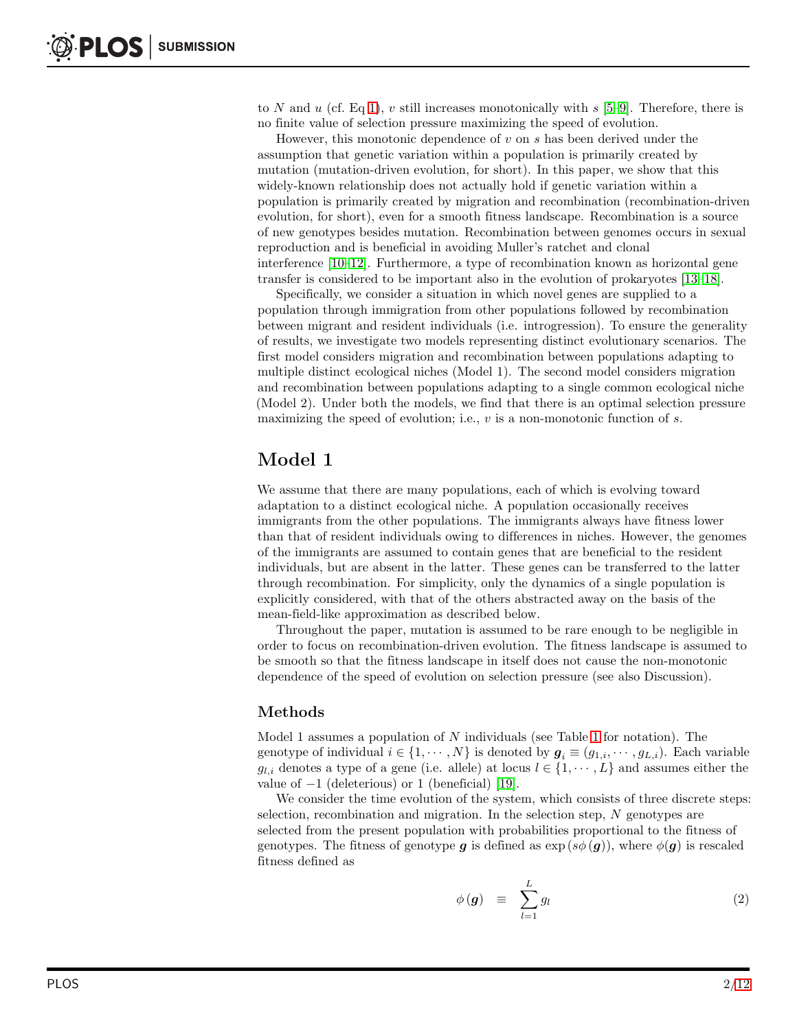to $N$ and $u$ (cf. Eq 1), $v$ still increases monotonically with $s$ [5–9]. Therefore, there is no finite value of selection pressure maximizing the speed of evolution.

However, this monotonic dependence of $v$ on $s$ has been derived under the assumption that genetic variation within a population is primarily created by mutation (mutation-driven evolution, for short). In this paper, we show that this widely-known relationship does not actually hold if genetic variation within a population is primarily created by migration and recombination (recombination-driven evolution, for short), even for a smooth fitness landscape. Recombination is a source of new genotypes besides mutation. Recombination between genomes occurs in sexual reproduction and is beneficial in avoiding Muller's ratchet and clonal interference [10–12]. Furthermore, a type of recombination known as horizontal gene transfer is considered to be important also in the evolution of prokaryotes [13–18].

Specifically, we consider a situation in which novel genes are supplied to a population through immigration from other populations followed by recombination between migrant and resident individuals (i.e. introgression). To ensure the generality of results, we investigate two models representing distinct evolutionary scenarios. The first model considers migration and recombination between populations adapting to multiple distinct ecological niches (Model 1). The second model considers migration and recombination between populations adapting to a single common ecological niche (Model 2). Under both the models, we find that there is an optimal selection pressure maximizing the speed of evolution; i.e., $v$ is a non-monotonic function of $s$.

# Model 1

We assume that there are many populations, each of which is evolving toward adaptation to a distinct ecological niche. A population occasionally receives immigrants from the other populations. The immigrants always have fitness lower than that of resident individuals owing to differences in niches. However, the genomes of the immigrants are assumed to contain genes that are beneficial to the resident individuals, but are absent in the latter. These genes can be transferred to the latter through recombination. For simplicity, only the dynamics of a single population is explicitly considered, with that of the others abstracted away on the basis of the mean-field-like approximation as described below.

Throughout the paper, mutation is assumed to be rare enough to be negligible in order to focus on recombination-driven evolution. The fitness landscape is assumed to be smooth so that the fitness landscape in itself does not cause the non-monotonic dependence of the speed of evolution on selection pressure (see also Discussion).

## Methods

Model 1 assumes a population of $N$ individuals (see Table 1 for notation). The genotype of individual $i \in \{1, \cdots, N\}$ is denoted by $\boldsymbol{g}_i \equiv (g_{1,i}, \cdots, g_{L,i})$. Each variable $g_{l,i}$ denotes a type of a gene (i.e. allele) at locus $l \in \{1, \cdots, L\}$ and assumes either the value of $-1$ (deleterious) or 1 (beneficial) [19].

We consider the time evolution of the system, which consists of three discrete steps: selection, recombination and migration. In the selection step, $N$ genotypes are selected from the present population with probabilities proportional to the fitness of genotypes. The fitness of genotype $\boldsymbol{g}$ is defined as $\exp(s\phi(\boldsymbol{g}))$, where $\phi(\boldsymbol{g})$ is rescaled fitness defined as

$$\phi(\boldsymbol{g}) \equiv \sum_{l=1}^{L} g_l \tag{2}$$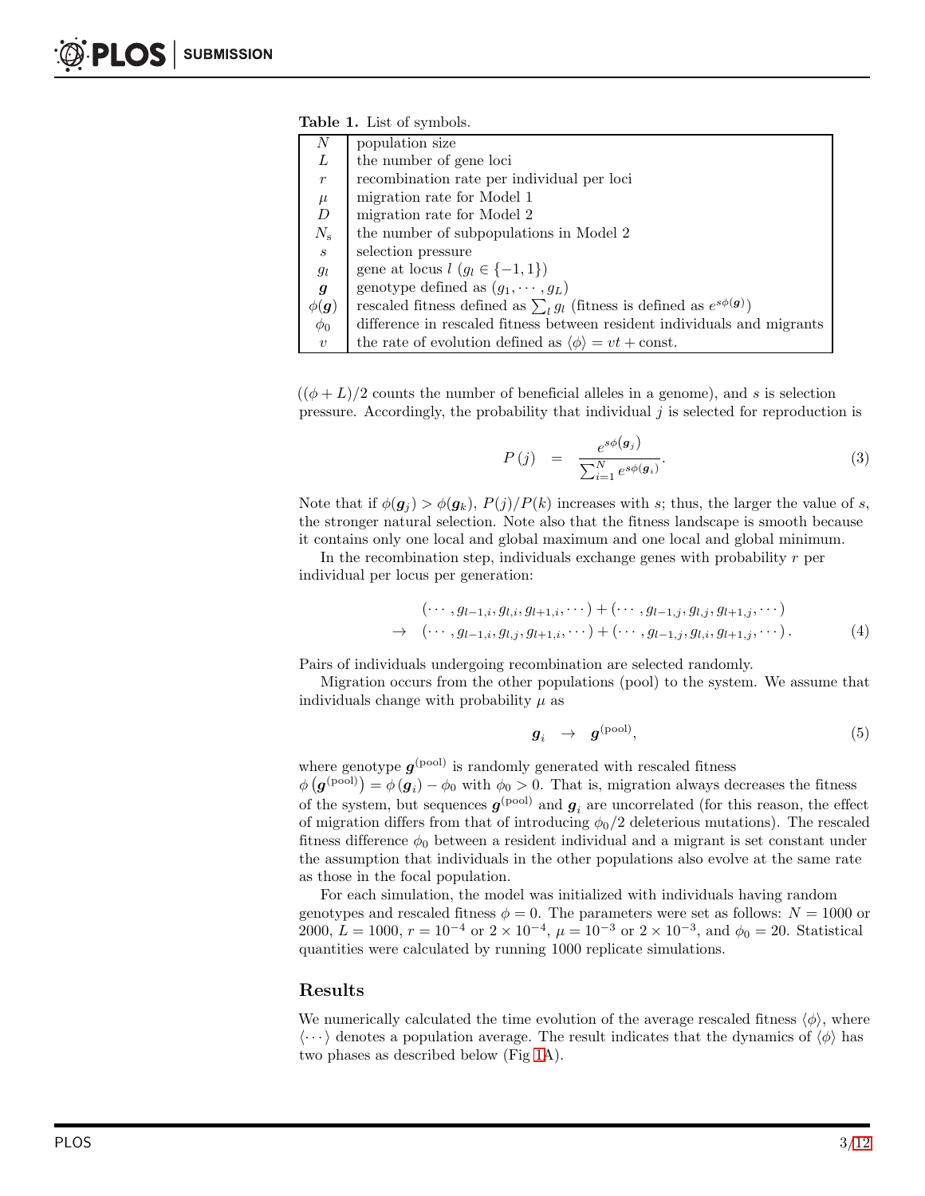**Table 1.** List of symbols.

| Symbol | Description |
|---|---|
| $N$ | population size |
| $L$ | the number of gene loci |
| $r$ | recombination rate per individual per loci |
| $\mu$ | migration rate for Model 1 |
| $D$ | migration rate for Model 2 |
| $N_{\mathrm{s}}$ | the number of subpopulations in Model 2 |
| $s$ | selection pressure |
| $g_l$ | gene at locus $l$ ($g_l \in \{-1, 1\}$) |
| $\boldsymbol{g}$ | genotype defined as $(g_1, \cdots, g_L)$ |
| $\phi(\boldsymbol{g})$ | rescaled fitness defined as $\sum_l g_l$ (fitness is defined as $e^{s\phi(\boldsymbol{g})}$) |
| $\phi_0$ | difference in rescaled fitness between resident individuals and migrants |
| $v$ | the rate of evolution defined as $\langle \phi \rangle = vt + \text{const.}$ |

($(\phi + L)/2$ counts the number of beneficial alleles in a genome), and $s$ is selection pressure. Accordingly, the probability that individual $j$ is selected for reproduction is

$$P(j) = \frac{e^{s\phi(\boldsymbol{g}_j)}}{\sum_{i=1}^{N} e^{s\phi(\boldsymbol{g}_i)}}. \tag{3}$$

Note that if $\phi(\boldsymbol{g}_j) > \phi(\boldsymbol{g}_k)$, $P(j)/P(k)$ increases with $s$; thus, the larger the value of $s$, the stronger natural selection. Note also that the fitness landscape is smooth because it contains only one local and global maximum and one local and global minimum.

In the recombination step, individuals exchange genes with probability $r$ per individual per locus per generation:

$$\begin{aligned} & (\cdots, g_{l-1,i}, g_{l,i}, g_{l+1,i}, \cdots) + (\cdots, g_{l-1,j}, g_{l,j}, g_{l+1,j}, \cdots) \\ \rightarrow \quad & (\cdots, g_{l-1,i}, g_{l,j}, g_{l+1,i}, \cdots) + (\cdots, g_{l-1,j}, g_{l,i}, g_{l+1,j}, \cdots). \end{aligned} \tag{4}$$

Pairs of individuals undergoing recombination are selected randomly.

Migration occurs from the other populations (pool) to the system. We assume that individuals change with probability $\mu$ as

$$\boldsymbol{g}_i \rightarrow \boldsymbol{g}^{(\text{pool})}, \tag{5}$$

where genotype $\boldsymbol{g}^{(\text{pool})}$ is randomly generated with rescaled fitness $\phi\left(\boldsymbol{g}^{(\text{pool})}\right) = \phi(\boldsymbol{g}_i) - \phi_0$ with $\phi_0 > 0$. That is, migration always decreases the fitness of the system, but sequences $\boldsymbol{g}^{(\text{pool})}$ and $\boldsymbol{g}_i$ are uncorrelated (for this reason, the effect of migration differs from that of introducing $\phi_0/2$ deleterious mutations). The rescaled fitness difference $\phi_0$ between a resident individual and a migrant is set constant under the assumption that individuals in the other populations also evolve at the same rate as those in the focal population.

For each simulation, the model was initialized with individuals having random genotypes and rescaled fitness $\phi = 0$. The parameters were set as follows: $N = 1000$ or $2000$, $L = 1000$, $r = 10^{-4}$ or $2 \times 10^{-4}$, $\mu = 10^{-3}$ or $2 \times 10^{-3}$, and $\phi_0 = 20$. Statistical quantities were calculated by running 1000 replicate simulations.

## Results

We numerically calculated the time evolution of the average rescaled fitness $\langle \phi \rangle$, where $\langle \cdots \rangle$ denotes a population average. The result indicates that the dynamics of $\langle \phi \rangle$ has two phases as described below (Fig 1A).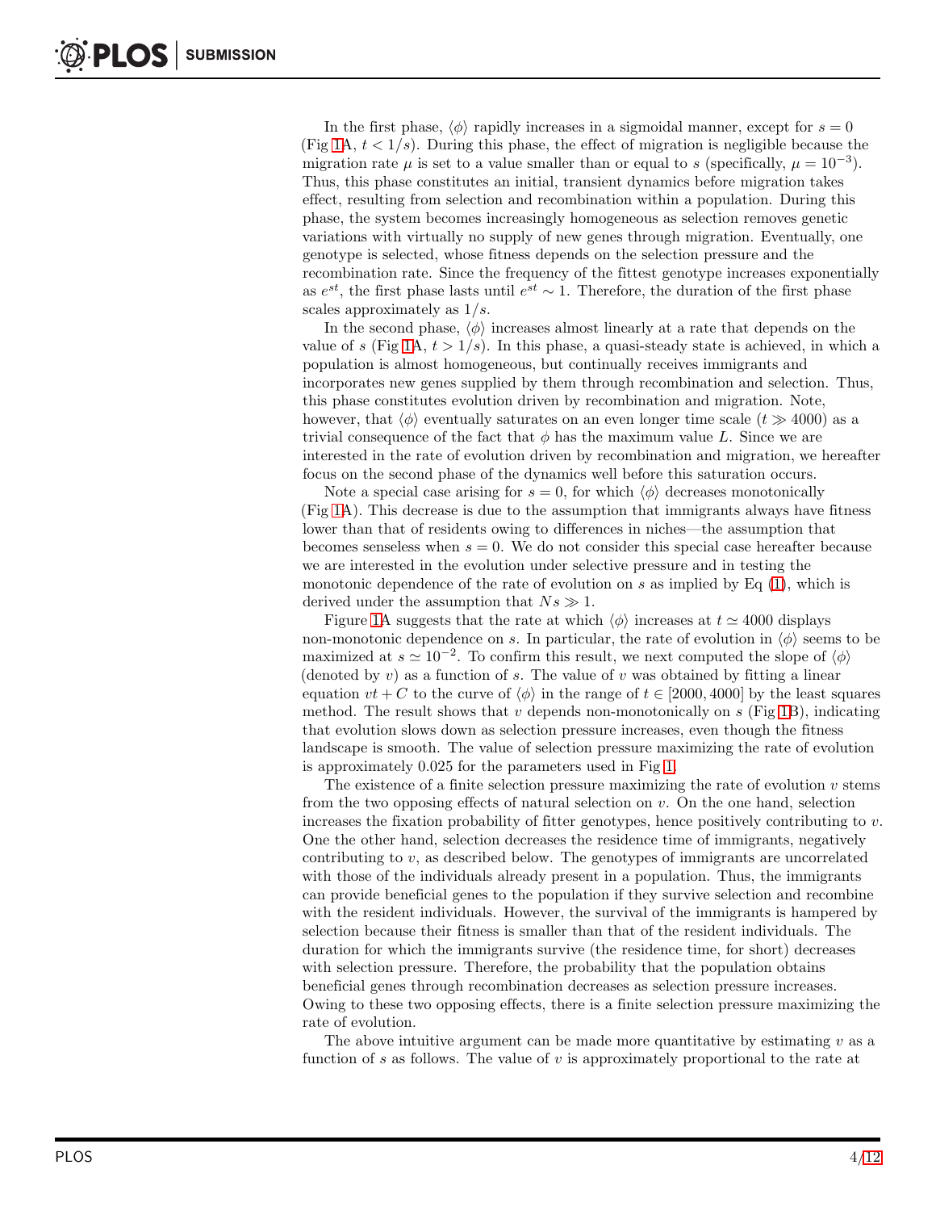In the first phase, $\langle\phi\rangle$ rapidly increases in a sigmoidal manner, except for $s = 0$ (Fig 1A, $t < 1/s$). During this phase, the effect of migration is negligible because the migration rate $\mu$ is set to a value smaller than or equal to $s$ (specifically, $\mu = 10^{-3}$). Thus, this phase constitutes an initial, transient dynamics before migration takes effect, resulting from selection and recombination within a population. During this phase, the system becomes increasingly homogeneous as selection removes genetic variations with virtually no supply of new genes through migration. Eventually, one genotype is selected, whose fitness depends on the selection pressure and the recombination rate. Since the frequency of the fittest genotype increases exponentially as $e^{st}$, the first phase lasts until $e^{st} \sim 1$. Therefore, the duration of the first phase scales approximately as $1/s$.

In the second phase, $\langle\phi\rangle$ increases almost linearly at a rate that depends on the value of $s$ (Fig 1A, $t > 1/s$). In this phase, a quasi-steady state is achieved, in which a population is almost homogeneous, but continually receives immigrants and incorporates new genes supplied by them through recombination and selection. Thus, this phase constitutes evolution driven by recombination and migration. Note, however, that $\langle\phi\rangle$ eventually saturates on an even longer time scale ($t \gg 4000$) as a trivial consequence of the fact that $\phi$ has the maximum value $L$. Since we are interested in the rate of evolution driven by recombination and migration, we hereafter focus on the second phase of the dynamics well before this saturation occurs.

Note a special case arising for $s = 0$, for which $\langle\phi\rangle$ decreases monotonically (Fig 1A). This decrease is due to the assumption that immigrants always have fitness lower than that of residents owing to differences in niches—the assumption that becomes senseless when $s = 0$. We do not consider this special case hereafter because we are interested in the evolution under selective pressure and in testing the monotonic dependence of the rate of evolution on $s$ as implied by Eq (1), which is derived under the assumption that $Ns \gg 1$.

Figure 1A suggests that the rate at which $\langle\phi\rangle$ increases at $t \simeq 4000$ displays non-monotonic dependence on $s$. In particular, the rate of evolution in $\langle\phi\rangle$ seems to be maximized at $s \simeq 10^{-2}$. To confirm this result, we next computed the slope of $\langle\phi\rangle$ (denoted by $v$) as a function of $s$. The value of $v$ was obtained by fitting a linear equation $vt + C$ to the curve of $\langle\phi\rangle$ in the range of $t \in [2000, 4000]$ by the least squares method. The result shows that $v$ depends non-monotonically on $s$ (Fig 1B), indicating that evolution slows down as selection pressure increases, even though the fitness landscape is smooth. The value of selection pressure maximizing the rate of evolution is approximately 0.025 for the parameters used in Fig 1.

The existence of a finite selection pressure maximizing the rate of evolution $v$ stems from the two opposing effects of natural selection on $v$. On the one hand, selection increases the fixation probability of fitter genotypes, hence positively contributing to $v$. One the other hand, selection decreases the residence time of immigrants, negatively contributing to $v$, as described below. The genotypes of immigrants are uncorrelated with those of the individuals already present in a population. Thus, the immigrants can provide beneficial genes to the population if they survive selection and recombine with the resident individuals. However, the survival of the immigrants is hampered by selection because their fitness is smaller than that of the resident individuals. The duration for which the immigrants survive (the residence time, for short) decreases with selection pressure. Therefore, the probability that the population obtains beneficial genes through recombination decreases as selection pressure increases. Owing to these two opposing effects, there is a finite selection pressure maximizing the rate of evolution.

The above intuitive argument can be made more quantitative by estimating $v$ as a function of $s$ as follows. The value of $v$ is approximately proportional to the rate at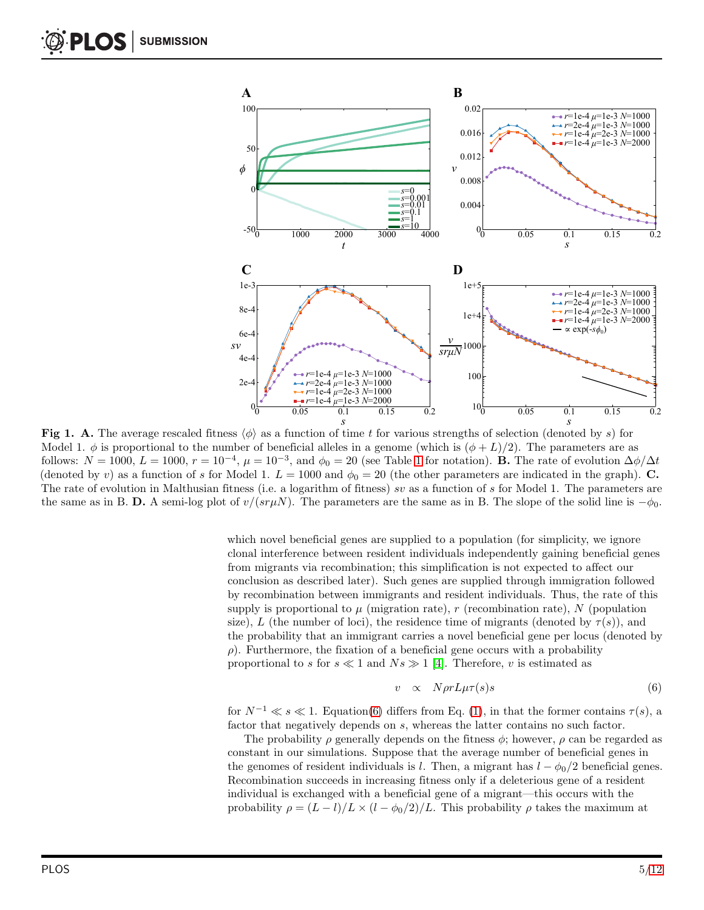**Fig 1. A.** The average rescaled fitness $\langle\phi\rangle$ as a function of time $t$ for various strengths of selection (denoted by $s$) for Model 1. $\phi$ is proportional to the number of beneficial alleles in a genome (which is $(\phi + L)/2$). The parameters are as follows: $N = 1000$, $L = 1000$, $r = 10^{-4}$, $\mu = 10^{-3}$, and $\phi_0 = 20$ (see Table 1 for notation). **B.** The rate of evolution $\Delta\phi/\Delta t$ (denoted by $v$) as a function of $s$ for Model 1. $L = 1000$ and $\phi_0 = 20$ (the other parameters are indicated in the graph). **C.** The rate of evolution in Malthusian fitness (i.e. a logarithm of fitness) $sv$ as a function of $s$ for Model 1. The parameters are the same as in B. **D.** A semi-log plot of $v/(sr\mu N)$. The parameters are the same as in B. The slope of the solid line is $-\phi_0$.

which novel beneficial genes are supplied to a population (for simplicity, we ignore clonal interference between resident individuals independently gaining beneficial genes from migrants via recombination; this simplification is not expected to affect our conclusion as described later). Such genes are supplied through immigration followed by recombination between immigrants and resident individuals. Thus, the rate of this supply is proportional to $\mu$ (migration rate), $r$ (recombination rate), $N$ (population size), $L$ (the number of loci), the residence time of migrants (denoted by $\tau(s)$), and the probability that an immigrant carries a novel beneficial gene per locus (denoted by $\rho$). Furthermore, the fixation of a beneficial gene occurs with a probability proportional to $s$ for $s \ll 1$ and $Ns \gg 1$ [4]. Therefore, $v$ is estimated as

$$v \quad \propto \quad N\rho r L\mu\tau(s)s \tag{6}$$

for $N^{-1} \ll s \ll 1$. Equation(6) differs from Eq. (1), in that the former contains $\tau(s)$, a factor that negatively depends on $s$, whereas the latter contains no such factor.

The probability $\rho$ generally depends on the fitness $\phi$; however, $\rho$ can be regarded as constant in our simulations. Suppose that the average number of beneficial genes in the genomes of resident individuals is $l$. Then, a migrant has $l - \phi_0/2$ beneficial genes. Recombination succeeds in increasing fitness only if a deleterious gene of a resident individual is exchanged with a beneficial gene of a migrant—this occurs with the probability $\rho = (L - l)/L \times (l - \phi_0/2)/L$. This probability $\rho$ takes the maximum at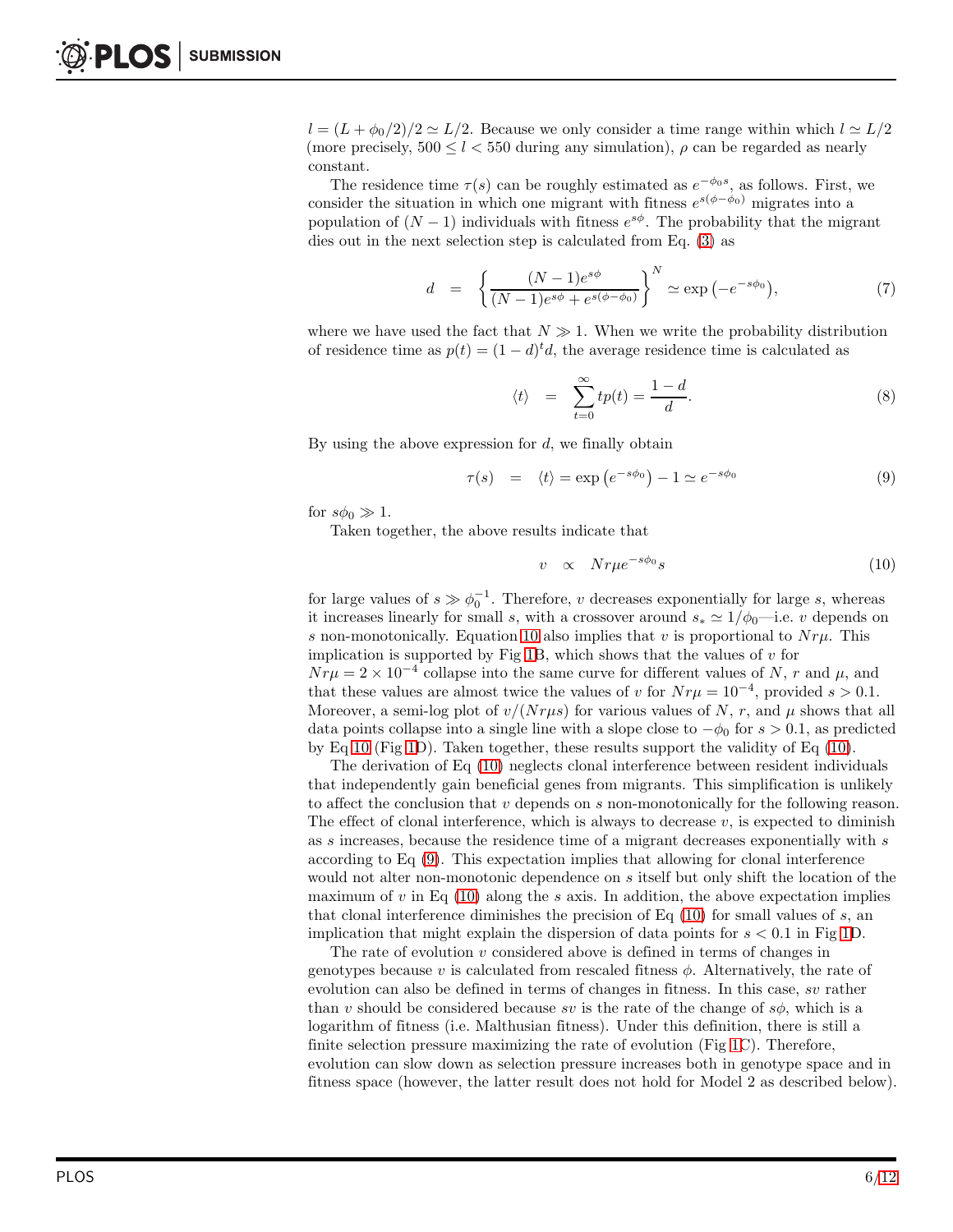$l = (L + \phi_0/2)/2 \simeq L/2$. Because we only consider a time range within which $l \simeq L/2$ (more precisely, $500 \leq l < 550$ during any simulation), $\rho$ can be regarded as nearly constant.

The residence time $\tau(s)$ can be roughly estimated as $e^{-\phi_0 s}$, as follows. First, we consider the situation in which one migrant with fitness $e^{s(\phi-\phi_0)}$ migrates into a population of $(N-1)$ individuals with fitness $e^{s\phi}$. The probability that the migrant dies out in the next selection step is calculated from Eq. (3) as

$$d \quad = \quad \left\{ \frac{(N-1)e^{s\phi}}{(N-1)e^{s\phi} + e^{s(\phi-\phi_0)}} \right\}^N \simeq \exp\left(-e^{-s\phi_0}\right), \tag{7}$$

where we have used the fact that $N \gg 1$. When we write the probability distribution of residence time as $p(t) = (1-d)^t d$, the average residence time is calculated as

$$\langle t \rangle \quad = \quad \sum_{t=0}^{\infty} t p(t) = \frac{1-d}{d}. \tag{8}$$

By using the above expression for $d$, we finally obtain

$$\tau(s) \quad = \quad \langle t \rangle = \exp\left(e^{-s\phi_0}\right) - 1 \simeq e^{-s\phi_0} \tag{9}$$

for $s\phi_0 \gg 1$.

Taken together, the above results indicate that

$$v \quad \propto \quad Nr\mu e^{-s\phi_0} s \tag{10}$$

for large values of $s \gg \phi_0^{-1}$. Therefore, $v$ decreases exponentially for large $s$, whereas it increases linearly for small $s$, with a crossover around $s_* \simeq 1/\phi_0$—i.e. $v$ depends on $s$ non-monotonically. Equation 10 also implies that $v$ is proportional to $Nr\mu$. This implication is supported by Fig 1B, which shows that the values of $v$ for $Nr\mu = 2 \times 10^{-4}$ collapse into the same curve for different values of $N$, $r$ and $\mu$, and that these values are almost twice the values of $v$ for $Nr\mu = 10^{-4}$, provided $s > 0.1$. Moreover, a semi-log plot of $v/(Nr\mu s)$ for various values of $N$, $r$, and $\mu$ shows that all data points collapse into a single line with a slope close to $-\phi_0$ for $s > 0.1$, as predicted by Eq 10 (Fig 1D). Taken together, these results support the validity of Eq (10).

The derivation of Eq (10) neglects clonal interference between resident individuals that independently gain beneficial genes from migrants. This simplification is unlikely to affect the conclusion that $v$ depends on $s$ non-monotonically for the following reason. The effect of clonal interference, which is always to decrease $v$, is expected to diminish as $s$ increases, because the residence time of a migrant decreases exponentially with $s$ according to Eq (9). This expectation implies that allowing for clonal interference would not alter non-monotonic dependence on $s$ itself but only shift the location of the maximum of $v$ in Eq (10) along the $s$ axis. In addition, the above expectation implies that clonal interference diminishes the precision of Eq (10) for small values of $s$, an implication that might explain the dispersion of data points for $s < 0.1$ in Fig 1D.

The rate of evolution $v$ considered above is defined in terms of changes in genotypes because $v$ is calculated from rescaled fitness $\phi$. Alternatively, the rate of evolution can also be defined in terms of changes in fitness. In this case, $sv$ rather than $v$ should be considered because $sv$ is the rate of the change of $s\phi$, which is a logarithm of fitness (i.e. Malthusian fitness). Under this definition, there is still a finite selection pressure maximizing the rate of evolution (Fig 1C). Therefore, evolution can slow down as selection pressure increases both in genotype space and in fitness space (however, the latter result does not hold for Model 2 as described below).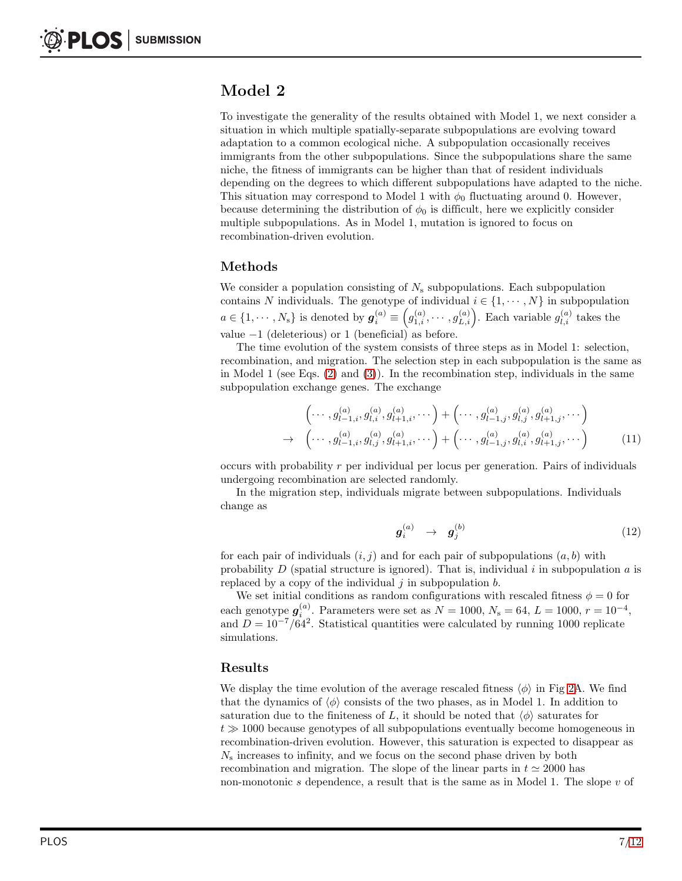## Model 2

To investigate the generality of the results obtained with Model 1, we next consider a situation in which multiple spatially-separate subpopulations are evolving toward adaptation to a common ecological niche. A subpopulation occasionally receives immigrants from the other subpopulations. Since the subpopulations share the same niche, the fitness of immigrants can be higher than that of resident individuals depending on the degrees to which different subpopulations have adapted to the niche. This situation may correspond to Model 1 with $\phi_0$ fluctuating around 0. However, because determining the distribution of $\phi_0$ is difficult, here we explicitly consider multiple subpopulations. As in Model 1, mutation is ignored to focus on recombination-driven evolution.

### Methods

We consider a population consisting of $N_\mathrm{s}$ subpopulations. Each subpopulation contains $N$ individuals. The genotype of individual $i \in \{1, \cdots, N\}$ in subpopulation $a \in \{1, \cdots, N_\mathrm{s}\}$ is denoted by $\boldsymbol{g}_i^{(a)} \equiv \left(g_{1,i}^{(a)}, \cdots, g_{L,i}^{(a)}\right)$. Each variable $g_{l,i}^{(a)}$ takes the value $-1$ (deleterious) or 1 (beneficial) as before.

The time evolution of the system consists of three steps as in Model 1: selection, recombination, and migration. The selection step in each subpopulation is the same as in Model 1 (see Eqs. (2) and (3)). In the recombination step, individuals in the same subpopulation exchange genes. The exchange

$$\begin{aligned} &\left(\cdots, g_{l-1,i}^{(a)}, g_{l,i}^{(a)}, g_{l+1,i}^{(a)}, \cdots\right) + \left(\cdots, g_{l-1,j}^{(a)}, g_{l,j}^{(a)}, g_{l+1,j}^{(a)}, \cdots\right) \\ \to \quad &\left(\cdots, g_{l-1,i}^{(a)}, g_{l,j}^{(a)}, g_{l+1,i}^{(a)}, \cdots\right) + \left(\cdots, g_{l-1,j}^{(a)}, g_{l,i}^{(a)}, g_{l+1,j}^{(a)}, \cdots\right) \end{aligned} \tag{11}$$

occurs with probability $r$ per individual per locus per generation. Pairs of individuals undergoing recombination are selected randomly.

In the migration step, individuals migrate between subpopulations. Individuals change as

$$\boldsymbol{g}_i^{(a)} \quad \to \quad \boldsymbol{g}_j^{(b)} \tag{12}$$

for each pair of individuals $(i, j)$ and for each pair of subpopulations $(a, b)$ with probability $D$ (spatial structure is ignored). That is, individual $i$ in subpopulation $a$ is replaced by a copy of the individual $j$ in subpopulation $b$.

We set initial conditions as random configurations with rescaled fitness $\phi = 0$ for each genotype $\boldsymbol{g}_i^{(a)}$. Parameters were set as $N = 1000$, $N_\mathrm{s} = 64$, $L = 1000$, $r = 10^{-4}$, and $D = 10^{-7}/64^2$. Statistical quantities were calculated by running 1000 replicate simulations.

### Results

We display the time evolution of the average rescaled fitness $\langle\phi\rangle$ in Fig 2A. We find that the dynamics of $\langle\phi\rangle$ consists of the two phases, as in Model 1. In addition to saturation due to the finiteness of $L$, it should be noted that $\langle\phi\rangle$ saturates for $t \gg 1000$ because genotypes of all subpopulations eventually become homogeneous in recombination-driven evolution. However, this saturation is expected to disappear as $N_\mathrm{s}$ increases to infinity, and we focus on the second phase driven by both recombination and migration. The slope of the linear parts in $t \simeq 2000$ has non-monotonic $s$ dependence, a result that is the same as in Model 1. The slope $v$ of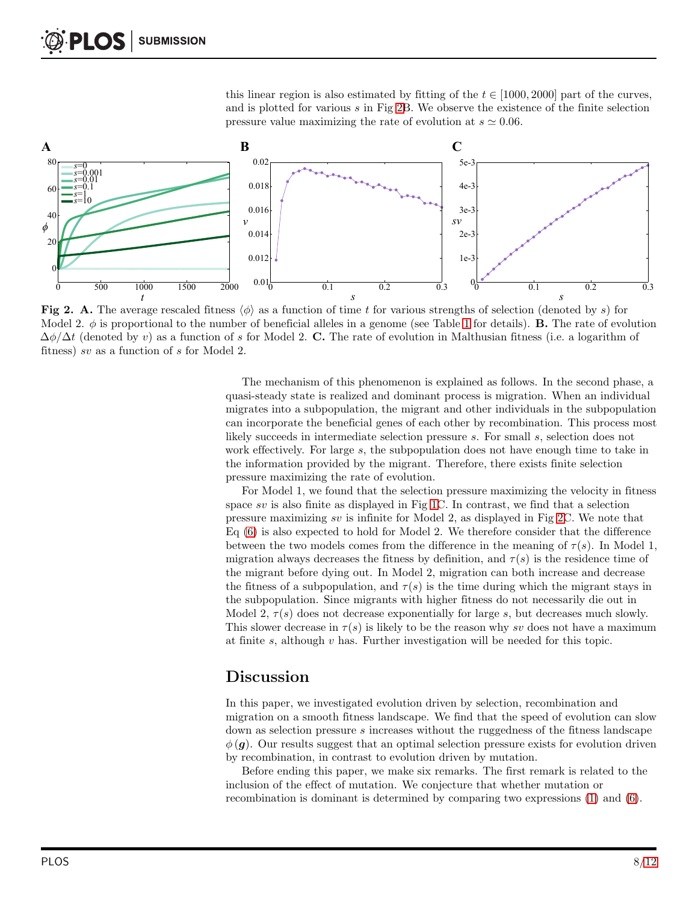this linear region is also estimated by fitting of the $t \in [1000, 2000]$ part of the curves, and is plotted for various $s$ in Fig 2B. We observe the existence of the finite selection pressure value maximizing the rate of evolution at $s \simeq 0.06$.

**Fig 2. A.** The average rescaled fitness $\langle \phi \rangle$ as a function of time $t$ for various strengths of selection (denoted by $s$) for Model 2. $\phi$ is proportional to the number of beneficial alleles in a genome (see Table 1 for details). **B.** The rate of evolution $\Delta\phi/\Delta t$ (denoted by $v$) as a function of $s$ for Model 2. **C.** The rate of evolution in Malthusian fitness (i.e. a logarithm of fitness) $sv$ as a function of $s$ for Model 2.

The mechanism of this phenomenon is explained as follows. In the second phase, a quasi-steady state is realized and dominant process is migration. When an individual migrates into a subpopulation, the migrant and other individuals in the subpopulation can incorporate the beneficial genes of each other by recombination. This process most likely succeeds in intermediate selection pressure $s$. For small $s$, selection does not work effectively. For large $s$, the subpopulation does not have enough time to take in the information provided by the migrant. Therefore, there exists finite selection pressure maximizing the rate of evolution.

For Model 1, we found that the selection pressure maximizing the velocity in fitness space $sv$ is also finite as displayed in Fig 1C. In contrast, we find that a selection pressure maximizing $sv$ is infinite for Model 2, as displayed in Fig 2C. We note that Eq (6) is also expected to hold for Model 2. We therefore consider that the difference between the two models comes from the difference in the meaning of $\tau(s)$. In Model 1, migration always decreases the fitness by definition, and $\tau(s)$ is the residence time of the migrant before dying out. In Model 2, migration can both increase and decrease the fitness of a subpopulation, and $\tau(s)$ is the time during which the migrant stays in the subpopulation. Since migrants with higher fitness do not necessarily die out in Model 2, $\tau(s)$ does not decrease exponentially for large $s$, but decreases much slowly. This slower decrease in $\tau(s)$ is likely to be the reason why $sv$ does not have a maximum at finite $s$, although $v$ has. Further investigation will be needed for this topic.

## Discussion

In this paper, we investigated evolution driven by selection, recombination and migration on a smooth fitness landscape. We find that the speed of evolution can slow down as selection pressure $s$ increases without the ruggedness of the fitness landscape $\phi(\boldsymbol{g})$. Our results suggest that an optimal selection pressure exists for evolution driven by recombination, in contrast to evolution driven by mutation.

Before ending this paper, we make six remarks. The first remark is related to the inclusion of the effect of mutation. We conjecture that whether mutation or recombination is dominant is determined by comparing two expressions (1) and (6).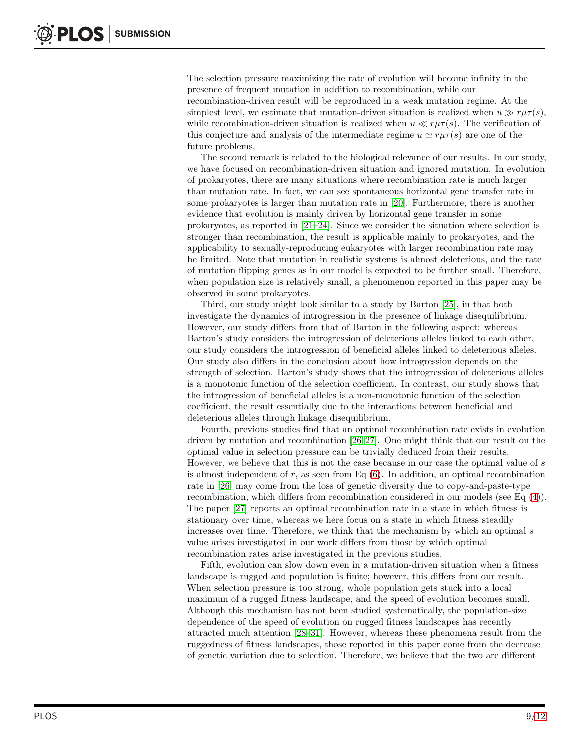The selection pressure maximizing the rate of evolution will become infinity in the presence of frequent mutation in addition to recombination, while our recombination-driven result will be reproduced in a weak mutation regime. At the simplest level, we estimate that mutation-driven situation is realized when $u \gg r\mu\tau(s)$, while recombination-driven situation is realized when $u \ll r\mu\tau(s)$. The verification of this conjecture and analysis of the intermediate regime $u \simeq r\mu\tau(s)$ are one of the future problems.

The second remark is related to the biological relevance of our results. In our study, we have focused on recombination-driven situation and ignored mutation. In evolution of prokaryotes, there are many situations where recombination rate is much larger than mutation rate. In fact, we can see spontaneous horizontal gene transfer rate in some prokaryotes is larger than mutation rate in [20]. Furthermore, there is another evidence that evolution is mainly driven by horizontal gene transfer in some prokaryotes, as reported in [21–24]. Since we consider the situation where selection is stronger than recombination, the result is applicable mainly to prokaryotes, and the applicability to sexually-reproducing eukaryotes with larger recombination rate may be limited. Note that mutation in realistic systems is almost deleterious, and the rate of mutation flipping genes as in our model is expected to be further small. Therefore, when population size is relatively small, a phenomenon reported in this paper may be observed in some prokaryotes.

Third, our study might look similar to a study by Barton [25], in that both investigate the dynamics of introgression in the presence of linkage disequilibrium. However, our study differs from that of Barton in the following aspect: whereas Barton's study considers the introgression of deleterious alleles linked to each other, our study considers the introgression of beneficial alleles linked to deleterious alleles. Our study also differs in the conclusion about how introgression depends on the strength of selection. Barton's study shows that the introgression of deleterious alleles is a monotonic function of the selection coefficient. In contrast, our study shows that the introgression of beneficial alleles is a non-monotonic function of the selection coefficient, the result essentially due to the interactions between beneficial and deleterious alleles through linkage disequilibrium.

Fourth, previous studies find that an optimal recombination rate exists in evolution driven by mutation and recombination [26, 27]. One might think that our result on the optimal value in selection pressure can be trivially deduced from their results. However, we believe that this is not the case because in our case the optimal value of $s$ is almost independent of $r$, as seen from Eq (6). In addition, an optimal recombination rate in [26] may come from the loss of genetic diversity due to copy-and-paste-type recombination, which differs from recombination considered in our models (see Eq (4)). The paper [27] reports an optimal recombination rate in a state in which fitness is stationary over time, whereas we here focus on a state in which fitness steadily increases over time. Therefore, we think that the mechanism by which an optimal $s$ value arises investigated in our work differs from those by which optimal recombination rates arise investigated in the previous studies.

Fifth, evolution can slow down even in a mutation-driven situation when a fitness landscape is rugged and population is finite; however, this differs from our result. When selection pressure is too strong, whole population gets stuck into a local maximum of a rugged fitness landscape, and the speed of evolution becomes small. Although this mechanism has not been studied systematically, the population-size dependence of the speed of evolution on rugged fitness landscapes has recently attracted much attention [28–31]. However, whereas these phenomena result from the ruggedness of fitness landscapes, those reported in this paper come from the decrease of genetic variation due to selection. Therefore, we believe that the two are different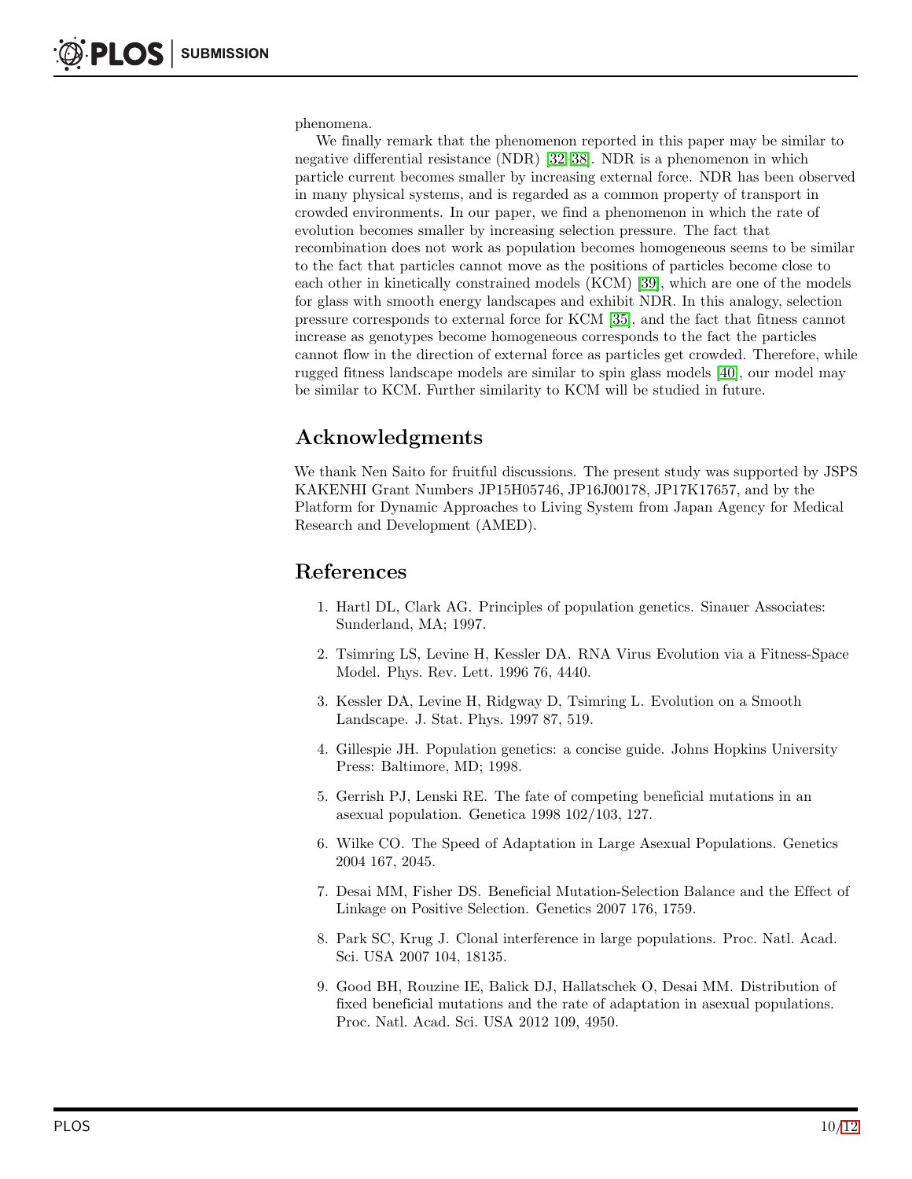phenomena.

We finally remark that the phenomenon reported in this paper may be similar to negative differential resistance (NDR) [32–38]. NDR is a phenomenon in which particle current becomes smaller by increasing external force. NDR has been observed in many physical systems, and is regarded as a common property of transport in crowded environments. In our paper, we find a phenomenon in which the rate of evolution becomes smaller by increasing selection pressure. The fact that recombination does not work as population becomes homogeneous seems to be similar to the fact that particles cannot move as the positions of particles become close to each other in kinetically constrained models (KCM) [39], which are one of the models for glass with smooth energy landscapes and exhibit NDR. In this analogy, selection pressure corresponds to external force for KCM [35], and the fact that fitness cannot increase as genotypes become homogeneous corresponds to the fact the particles cannot flow in the direction of external force as particles get crowded. Therefore, while rugged fitness landscape models are similar to spin glass models [40], our model may be similar to KCM. Further similarity to KCM will be studied in future.

## Acknowledgments

We thank Nen Saito for fruitful discussions. The present study was supported by JSPS KAKENHI Grant Numbers JP15H05746, JP16J00178, JP17K17657, and by the Platform for Dynamic Approaches to Living System from Japan Agency for Medical Research and Development (AMED).

## References

1. Hartl DL, Clark AG. Principles of population genetics. Sinauer Associates: Sunderland, MA; 1997.
2. Tsimring LS, Levine H, Kessler DA. RNA Virus Evolution via a Fitness-Space Model. Phys. Rev. Lett. 1996 76, 4440.
3. Kessler DA, Levine H, Ridgway D, Tsimring L. Evolution on a Smooth Landscape. J. Stat. Phys. 1997 87, 519.
4. Gillespie JH. Population genetics: a concise guide. Johns Hopkins University Press: Baltimore, MD; 1998.
5. Gerrish PJ, Lenski RE. The fate of competing beneficial mutations in an asexual population. Genetica 1998 102/103, 127.
6. Wilke CO. The Speed of Adaptation in Large Asexual Populations. Genetics 2004 167, 2045.
7. Desai MM, Fisher DS. Beneficial Mutation-Selection Balance and the Effect of Linkage on Positive Selection. Genetics 2007 176, 1759.
8. Park SC, Krug J. Clonal interference in large populations. Proc. Natl. Acad. Sci. USA 2007 104, 18135.
9. Good BH, Rouzine IE, Balick DJ, Hallatschek O, Desai MM. Distribution of fixed beneficial mutations and the rate of adaptation in asexual populations. Proc. Natl. Acad. Sci. USA 2012 109, 4950.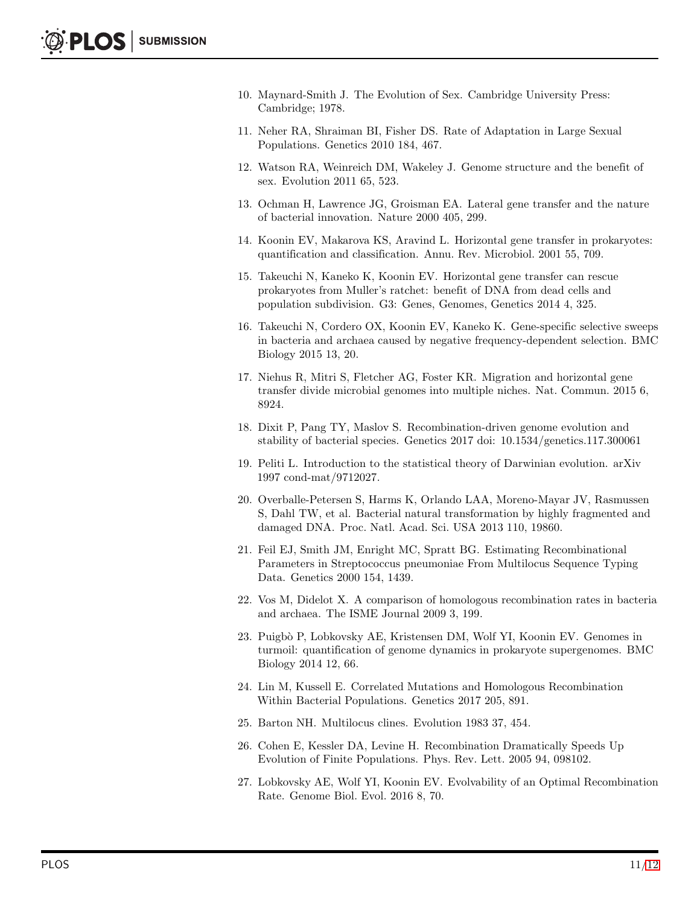10. Maynard-Smith J. The Evolution of Sex. Cambridge University Press: Cambridge; 1978.

11. Neher RA, Shraiman BI, Fisher DS. Rate of Adaptation in Large Sexual Populations. Genetics 2010 184, 467.

12. Watson RA, Weinreich DM, Wakeley J. Genome structure and the benefit of sex. Evolution 2011 65, 523.

13. Ochman H, Lawrence JG, Groisman EA. Lateral gene transfer and the nature of bacterial innovation. Nature 2000 405, 299.

14. Koonin EV, Makarova KS, Aravind L. Horizontal gene transfer in prokaryotes: quantification and classification. Annu. Rev. Microbiol. 2001 55, 709.

15. Takeuchi N, Kaneko K, Koonin EV. Horizontal gene transfer can rescue prokaryotes from Muller's ratchet: benefit of DNA from dead cells and population subdivision. G3: Genes, Genomes, Genetics 2014 4, 325.

16. Takeuchi N, Cordero OX, Koonin EV, Kaneko K. Gene-specific selective sweeps in bacteria and archaea caused by negative frequency-dependent selection. BMC Biology 2015 13, 20.

17. Niehus R, Mitri S, Fletcher AG, Foster KR. Migration and horizontal gene transfer divide microbial genomes into multiple niches. Nat. Commun. 2015 6, 8924.

18. Dixit P, Pang TY, Maslov S. Recombination-driven genome evolution and stability of bacterial species. Genetics 2017 doi: 10.1534/genetics.117.300061

19. Peliti L. Introduction to the statistical theory of Darwinian evolution. arXiv 1997 cond-mat/9712027.

20. Overballe-Petersen S, Harms K, Orlando LAA, Moreno-Mayar JV, Rasmussen S, Dahl TW, et al. Bacterial natural transformation by highly fragmented and damaged DNA. Proc. Natl. Acad. Sci. USA 2013 110, 19860.

21. Feil EJ, Smith JM, Enright MC, Spratt BG. Estimating Recombinational Parameters in Streptococcus pneumoniae From Multilocus Sequence Typing Data. Genetics 2000 154, 1439.

22. Vos M, Didelot X. A comparison of homologous recombination rates in bacteria and archaea. The ISME Journal 2009 3, 199.

23. Puigbò P, Lobkovsky AE, Kristensen DM, Wolf YI, Koonin EV. Genomes in turmoil: quantification of genome dynamics in prokaryote supergenomes. BMC Biology 2014 12, 66.

24. Lin M, Kussell E. Correlated Mutations and Homologous Recombination Within Bacterial Populations. Genetics 2017 205, 891.

25. Barton NH. Multilocus clines. Evolution 1983 37, 454.

26. Cohen E, Kessler DA, Levine H. Recombination Dramatically Speeds Up Evolution of Finite Populations. Phys. Rev. Lett. 2005 94, 098102.

27. Lobkovsky AE, Wolf YI, Koonin EV. Evolvability of an Optimal Recombination Rate. Genome Biol. Evol. 2016 8, 70.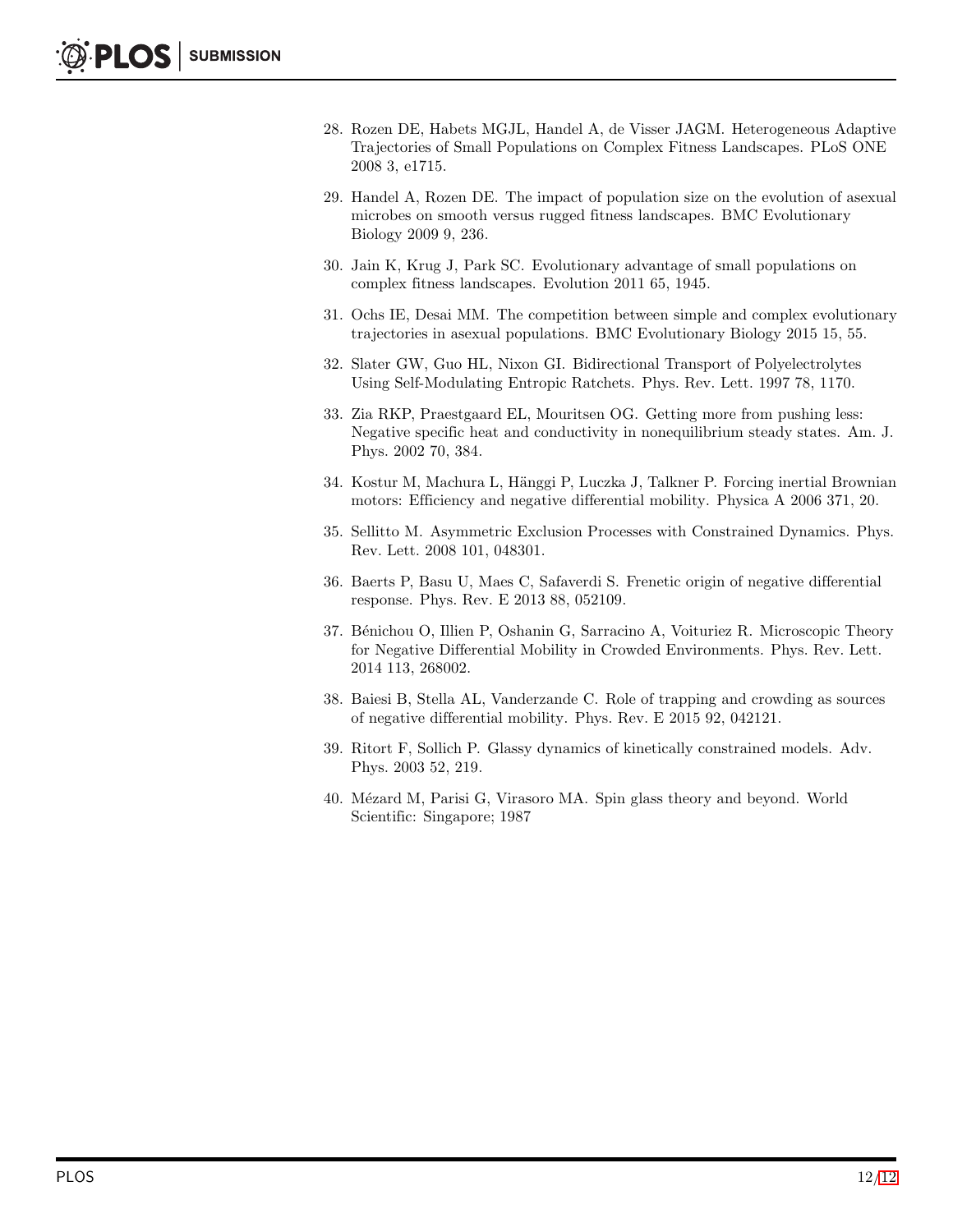28. Rozen DE, Habets MGJL, Handel A, de Visser JAGM. Heterogeneous Adaptive Trajectories of Small Populations on Complex Fitness Landscapes. PLoS ONE 2008 3, e1715.

29. Handel A, Rozen DE. The impact of population size on the evolution of asexual microbes on smooth versus rugged fitness landscapes. BMC Evolutionary Biology 2009 9, 236.

30. Jain K, Krug J, Park SC. Evolutionary advantage of small populations on complex fitness landscapes. Evolution 2011 65, 1945.

31. Ochs IE, Desai MM. The competition between simple and complex evolutionary trajectories in asexual populations. BMC Evolutionary Biology 2015 15, 55.

32. Slater GW, Guo HL, Nixon GI. Bidirectional Transport of Polyelectrolytes Using Self-Modulating Entropic Ratchets. Phys. Rev. Lett. 1997 78, 1170.

33. Zia RKP, Praestgaard EL, Mouritsen OG. Getting more from pushing less: Negative specific heat and conductivity in nonequilibrium steady states. Am. J. Phys. 2002 70, 384.

34. Kostur M, Machura L, Hänggi P, Luczka J, Talkner P. Forcing inertial Brownian motors: Efficiency and negative differential mobility. Physica A 2006 371, 20.

35. Sellitto M. Asymmetric Exclusion Processes with Constrained Dynamics. Phys. Rev. Lett. 2008 101, 048301.

36. Baerts P, Basu U, Maes C, Safaverdi S. Frenetic origin of negative differential response. Phys. Rev. E 2013 88, 052109.

37. Bénichou O, Illien P, Oshanin G, Sarracino A, Voituriez R. Microscopic Theory for Negative Differential Mobility in Crowded Environments. Phys. Rev. Lett. 2014 113, 268002.

38. Baiesi B, Stella AL, Vanderzande C. Role of trapping and crowding as sources of negative differential mobility. Phys. Rev. E 2015 92, 042121.

39. Ritort F, Sollich P. Glassy dynamics of kinetically constrained models. Adv. Phys. 2003 52, 219.

40. Mézard M, Parisi G, Virasoro MA. Spin glass theory and beyond. World Scientific: Singapore; 1987